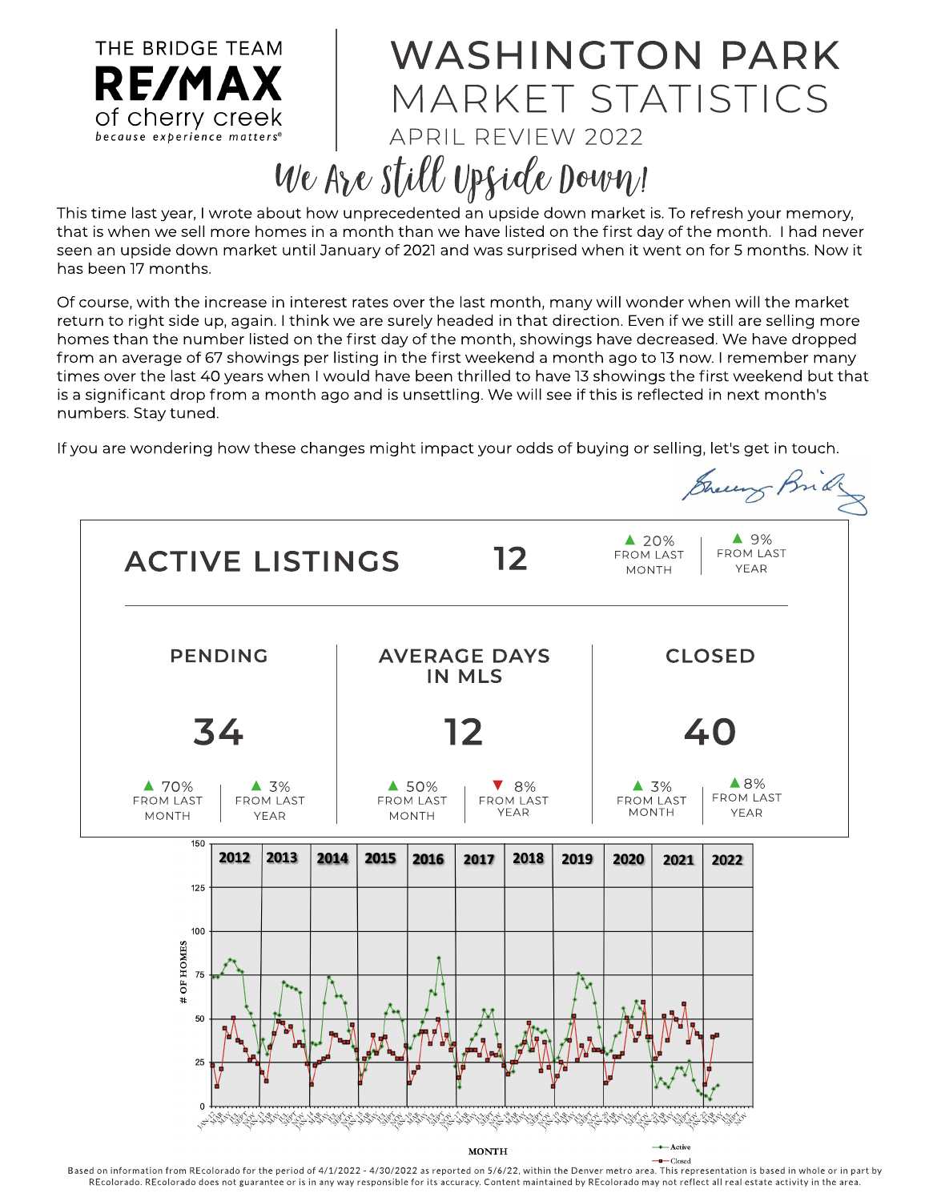THE BRIDGE TEAM
**RE/MAX** of cherry creek
*because experience matters®*

# WASHINGTON PARK MARKET STATISTICS

## APRIL REVIEW 2022

## *We Are Still Upside Down!*

This time last year, I wrote about how unprecedented an upside down market is. To refresh your memory, that is when we sell more homes in a month than we have listed on the first day of the month. I had never seen an upside down market until January of 2021 and was surprised when it went on for 5 months. Now it has been 17 months.

Of course, with the increase in interest rates over the last month, many will wonder when will the market return to right side up, again. I think we are surely headed in that direction. Even if we still are selling more homes than the number listed on the first day of the month, showings have decreased. We have dropped from an average of 67 showings per listing in the first weekend a month ago to 13 now. I remember many times over the last 40 years when I would have been thrilled to have 13 showings the first weekend but that is a significant drop from a month ago and is unsettling. We will see if this is reflected in next month's numbers. Stay tuned.

If you are wondering how these changes might impact your odds of buying or selling, let's get in touch.

| | Value | From Last Month | From Last Year |
|---|---|---|---|
| ACTIVE LISTINGS | 12 | ▲ 20% | ▲ 9% |
| PENDING | 34 | ▲ 70% | ▲ 3% |
| AVERAGE DAYS IN MLS | 12 | ▲ 50% | ▼ 8% |
| CLOSED | 40 | ▲ 3% | ▲ 8% |

Based on information from REcolorado for the period of 4/1/2022 - 4/30/2022 as reported on 5/6/22, within the Denver metro area. This representation is based in whole or in part by REcolorado. REcolorado does not guarantee or is in any way responsible for its accuracy. Content maintained by REcolorado may not reflect all real estate activity in the area.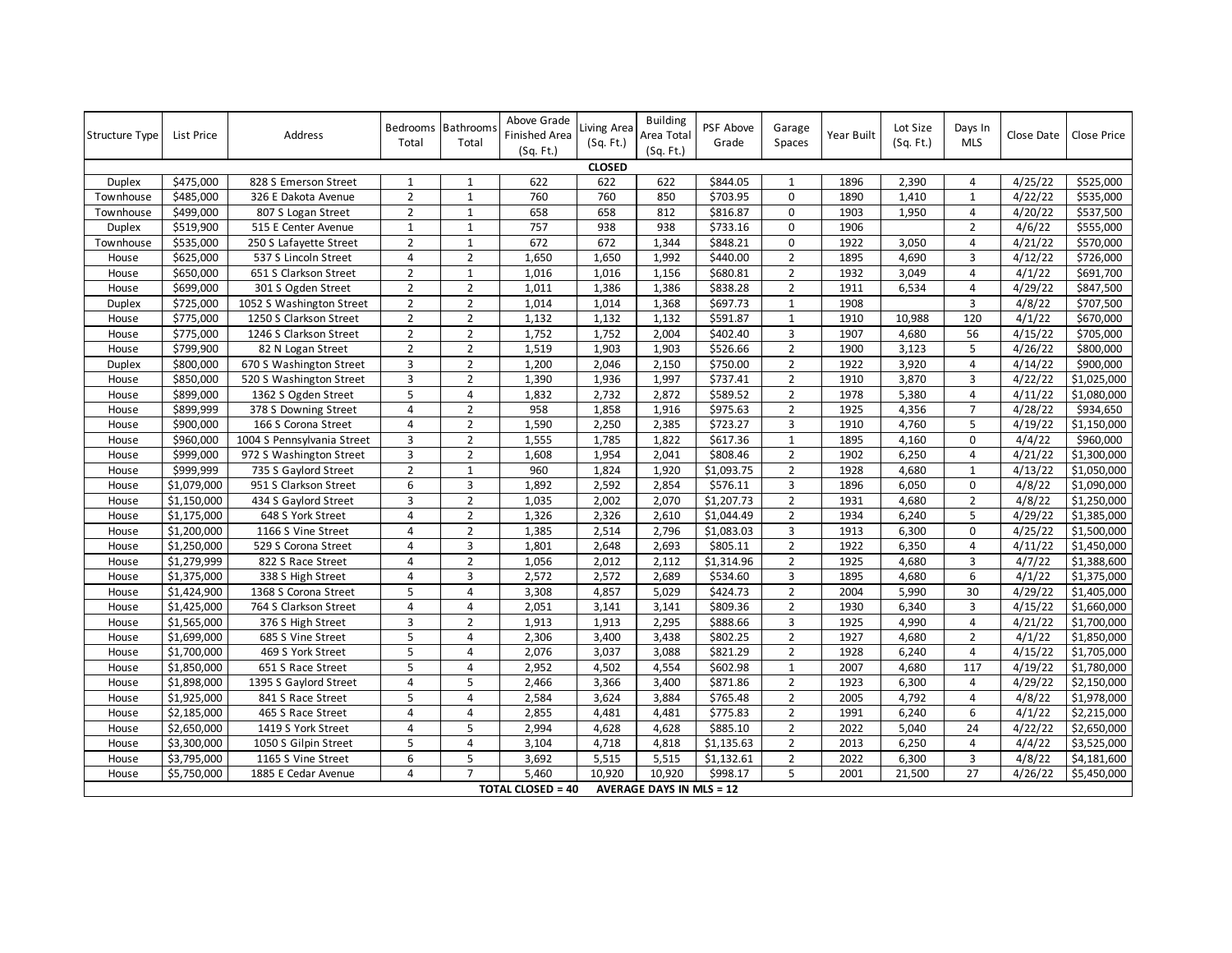| Structure Type | List Price | Address | Bedrooms Total | Bathrooms Total | Above Grade Finished Area (Sq. Ft.) | Living Area (Sq. Ft.) | Building Area Total (Sq. Ft.) | PSF Above Grade | Garage Spaces | Year Built | Lot Size (Sq. Ft.) | Days In MLS | Close Date | Close Price |
|---|---|---|---|---|---|---|---|---|---|---|---|---|---|---|
| | | | | | **CLOSED** | | | | | | | | | |
| Duplex | $475,000 | 828 S Emerson Street | 1 | 1 | 622 | 622 | 622 | $844.05 | 1 | 1896 | 2,390 | 4 | 4/25/22 | $525,000 |
| Townhouse | $485,000 | 326 E Dakota Avenue | 2 | 1 | 760 | 760 | 850 | $703.95 | 0 | 1890 | 1,410 | 1 | 4/22/22 | $535,000 |
| Townhouse | $499,000 | 807 S Logan Street | 2 | 1 | 658 | 658 | 812 | $816.87 | 0 | 1903 | 1,950 | 4 | 4/20/22 | $537,500 |
| Duplex | $519,900 | 515 E Center Avenue | 1 | 1 | 757 | 938 | 938 | $733.16 | 0 | 1906 | | 2 | 4/6/22 | $555,000 |
| Townhouse | $535,000 | 250 S Lafayette Street | 2 | 1 | 672 | 672 | 1,344 | $848.21 | 0 | 1922 | 3,050 | 4 | 4/21/22 | $570,000 |
| House | $625,000 | 537 S Lincoln Street | 4 | 2 | 1,650 | 1,650 | 1,992 | $440.00 | 2 | 1895 | 4,690 | 3 | 4/12/22 | $726,000 |
| House | $650,000 | 651 S Clarkson Street | 2 | 1 | 1,016 | 1,016 | 1,156 | $680.81 | 2 | 1932 | 3,049 | 4 | 4/1/22 | $691,700 |
| House | $699,000 | 301 S Ogden Street | 2 | 2 | 1,011 | 1,386 | 1,386 | $838.28 | 2 | 1911 | 6,534 | 4 | 4/29/22 | $847,500 |
| Duplex | $725,000 | 1052 S Washington Street | 2 | 2 | 1,014 | 1,014 | 1,368 | $697.73 | 1 | 1908 | | 3 | 4/8/22 | $707,500 |
| House | $775,000 | 1250 S Clarkson Street | 2 | 2 | 1,132 | 1,132 | 1,132 | $591.87 | 1 | 1910 | 10,988 | 120 | 4/1/22 | $670,000 |
| House | $775,000 | 1246 S Clarkson Street | 2 | 2 | 1,752 | 1,752 | 2,004 | $402.40 | 3 | 1907 | 4,680 | 56 | 4/15/22 | $705,000 |
| House | $799,900 | 82 N Logan Street | 2 | 2 | 1,519 | 1,903 | 1,903 | $526.66 | 2 | 1900 | 3,123 | 5 | 4/26/22 | $800,000 |
| Duplex | $800,000 | 670 S Washington Street | 3 | 2 | 1,200 | 2,046 | 2,150 | $750.00 | 2 | 1922 | 3,920 | 4 | 4/14/22 | $900,000 |
| House | $850,000 | 520 S Washington Street | 3 | 2 | 1,390 | 1,936 | 1,997 | $737.41 | 2 | 1910 | 3,870 | 3 | 4/22/22 | $1,025,000 |
| House | $899,000 | 1362 S Ogden Street | 5 | 4 | 1,832 | 2,732 | 2,872 | $589.52 | 2 | 1978 | 5,380 | 4 | 4/11/22 | $1,080,000 |
| House | $899,999 | 378 S Downing Street | 4 | 2 | 958 | 1,858 | 1,916 | $975.63 | 2 | 1925 | 4,356 | 7 | 4/28/22 | $934,650 |
| House | $900,000 | 166 S Corona Street | 4 | 2 | 1,590 | 2,250 | 2,385 | $723.27 | 3 | 1910 | 4,760 | 5 | 4/19/22 | $1,150,000 |
| House | $960,000 | 1004 S Pennsylvania Street | 3 | 2 | 1,555 | 1,785 | 1,822 | $617.36 | 1 | 1895 | 4,160 | 0 | 4/4/22 | $960,000 |
| House | $999,000 | 972 S Washington Street | 3 | 2 | 1,608 | 1,954 | 2,041 | $808.46 | 2 | 1902 | 6,250 | 4 | 4/21/22 | $1,300,000 |
| House | $999,999 | 735 S Gaylord Street | 2 | 1 | 960 | 1,824 | 1,920 | $1,093.75 | 2 | 1928 | 4,680 | 1 | 4/13/22 | $1,050,000 |
| House | $1,079,000 | 951 S Clarkson Street | 6 | 3 | 1,892 | 2,592 | 2,854 | $576.11 | 3 | 1896 | 6,050 | 0 | 4/8/22 | $1,090,000 |
| House | $1,150,000 | 434 S Gaylord Street | 3 | 2 | 1,035 | 2,002 | 2,070 | $1,207.73 | 2 | 1931 | 4,680 | 2 | 4/8/22 | $1,250,000 |
| House | $1,175,000 | 648 S York Street | 4 | 2 | 1,326 | 2,326 | 2,610 | $1,044.49 | 2 | 1934 | 6,240 | 5 | 4/29/22 | $1,385,000 |
| House | $1,200,000 | 1166 S Vine Street | 4 | 2 | 1,385 | 2,514 | 2,796 | $1,083.03 | 3 | 1913 | 6,300 | 0 | 4/25/22 | $1,500,000 |
| House | $1,250,000 | 529 S Corona Street | 4 | 3 | 1,801 | 2,648 | 2,693 | $805.11 | 2 | 1922 | 6,350 | 4 | 4/11/22 | $1,450,000 |
| House | $1,279,999 | 822 S Race Street | 4 | 2 | 1,056 | 2,012 | 2,112 | $1,314.96 | 2 | 1925 | 4,680 | 3 | 4/7/22 | $1,388,600 |
| House | $1,375,000 | 338 S High Street | 4 | 3 | 2,572 | 2,572 | 2,689 | $534.60 | 3 | 1895 | 4,680 | 6 | 4/1/22 | $1,375,000 |
| House | $1,424,900 | 1368 S Corona Street | 5 | 4 | 3,308 | 4,857 | 5,029 | $424.73 | 2 | 2004 | 5,990 | 30 | 4/29/22 | $1,405,000 |
| House | $1,425,000 | 764 S Clarkson Street | 4 | 4 | 2,051 | 3,141 | 3,141 | $809.36 | 2 | 1930 | 6,340 | 3 | 4/15/22 | $1,660,000 |
| House | $1,565,000 | 376 S High Street | 3 | 2 | 1,913 | 1,913 | 2,295 | $888.66 | 3 | 1925 | 4,990 | 4 | 4/21/22 | $1,700,000 |
| House | $1,699,000 | 685 S Vine Street | 5 | 4 | 2,306 | 3,400 | 3,438 | $802.25 | 2 | 1927 | 4,680 | 2 | 4/1/22 | $1,850,000 |
| House | $1,700,000 | 469 S York Street | 5 | 4 | 2,076 | 3,037 | 3,088 | $821.29 | 2 | 1928 | 6,240 | 4 | 4/15/22 | $1,705,000 |
| House | $1,850,000 | 651 S Race Street | 5 | 4 | 2,952 | 4,502 | 4,554 | $602.98 | 1 | 2007 | 4,680 | 117 | 4/19/22 | $1,780,000 |
| House | $1,898,000 | 1395 S Gaylord Street | 4 | 5 | 2,466 | 3,366 | 3,400 | $871.86 | 2 | 1923 | 6,300 | 4 | 4/29/22 | $2,150,000 |
| House | $1,925,000 | 841 S Race Street | 5 | 4 | 2,584 | 3,624 | 3,884 | $765.48 | 2 | 2005 | 4,792 | 4 | 4/8/22 | $1,978,000 |
| House | $2,185,000 | 465 S Race Street | 4 | 4 | 2,855 | 4,481 | 4,481 | $775.83 | 2 | 1991 | 6,240 | 6 | 4/1/22 | $2,215,000 |
| House | $2,650,000 | 1419 S York Street | 4 | 5 | 2,994 | 4,628 | 4,628 | $885.10 | 2 | 2022 | 5,040 | 24 | 4/22/22 | $2,650,000 |
| House | $3,300,000 | 1050 S Gilpin Street | 5 | 4 | 3,104 | 4,718 | 4,818 | $1,135.63 | 2 | 2013 | 6,250 | 4 | 4/4/22 | $3,525,000 |
| House | $3,795,000 | 1165 S Vine Street | 6 | 5 | 3,692 | 5,515 | 5,515 | $1,132.61 | 2 | 2022 | 6,300 | 3 | 4/8/22 | $4,181,600 |
| House | $5,750,000 | 1885 E Cedar Avenue | 4 | 7 | 5,460 | 10,920 | 10,920 | $998.17 | 5 | 2001 | 21,500 | 27 | 4/26/22 | $5,450,000 |
| | | | | | **TOTAL CLOSED = 40** | | **AVERAGE DAYS IN MLS = 12** | | | | | | | |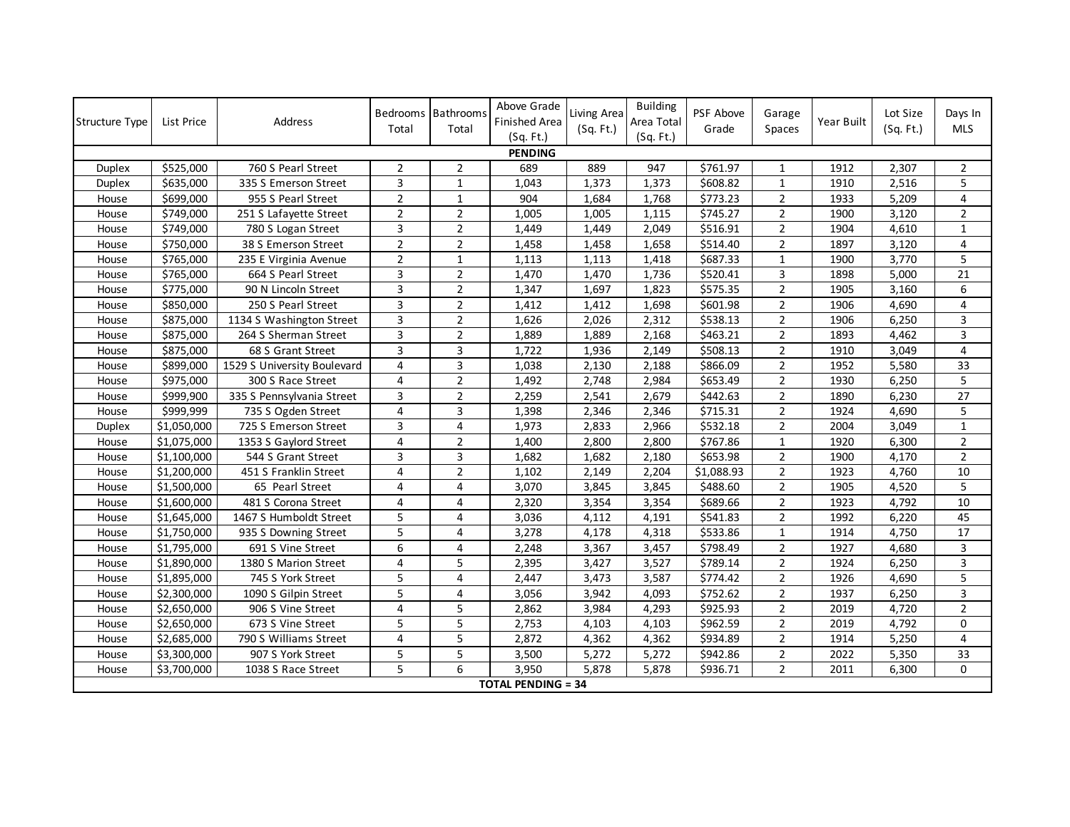| Structure Type | List Price | Address | Bedrooms Total | Bathrooms Total | Above Grade Finished Area (Sq. Ft.) | Living Area (Sq. Ft.) | Building Area Total (Sq. Ft.) | PSF Above Grade | Garage Spaces | Year Built | Lot Size (Sq. Ft.) | Days In MLS |
|---|---|---|---|---|---|---|---|---|---|---|---|---|
| **PENDING** | | | | | | | | | | | | |
| Duplex | $525,000 | 760 S Pearl Street | 2 | 2 | 689 | 889 | 947 | $761.97 | 1 | 1912 | 2,307 | 2 |
| Duplex | $635,000 | 335 S Emerson Street | 3 | 1 | 1,043 | 1,373 | 1,373 | $608.82 | 1 | 1910 | 2,516 | 5 |
| House | $699,000 | 955 S Pearl Street | 2 | 1 | 904 | 1,684 | 1,768 | $773.23 | 2 | 1933 | 5,209 | 4 |
| House | $749,000 | 251 S Lafayette Street | 2 | 2 | 1,005 | 1,005 | 1,115 | $745.27 | 2 | 1900 | 3,120 | 2 |
| House | $749,000 | 780 S Logan Street | 3 | 2 | 1,449 | 1,449 | 2,049 | $516.91 | 2 | 1904 | 4,610 | 1 |
| House | $750,000 | 38 S Emerson Street | 2 | 2 | 1,458 | 1,458 | 1,658 | $514.40 | 2 | 1897 | 3,120 | 4 |
| House | $765,000 | 235 E Virginia Avenue | 2 | 1 | 1,113 | 1,113 | 1,418 | $687.33 | 1 | 1900 | 3,770 | 5 |
| House | $765,000 | 664 S Pearl Street | 3 | 2 | 1,470 | 1,470 | 1,736 | $520.41 | 3 | 1898 | 5,000 | 21 |
| House | $775,000 | 90 N Lincoln Street | 3 | 2 | 1,347 | 1,697 | 1,823 | $575.35 | 2 | 1905 | 3,160 | 6 |
| House | $850,000 | 250 S Pearl Street | 3 | 2 | 1,412 | 1,412 | 1,698 | $601.98 | 2 | 1906 | 4,690 | 4 |
| House | $875,000 | 1134 S Washington Street | 3 | 2 | 1,626 | 2,026 | 2,312 | $538.13 | 2 | 1906 | 6,250 | 3 |
| House | $875,000 | 264 S Sherman Street | 3 | 2 | 1,889 | 1,889 | 2,168 | $463.21 | 2 | 1893 | 4,462 | 3 |
| House | $875,000 | 68 S Grant Street | 3 | 3 | 1,722 | 1,936 | 2,149 | $508.13 | 2 | 1910 | 3,049 | 4 |
| House | $899,000 | 1529 S University Boulevard | 4 | 3 | 1,038 | 2,130 | 2,188 | $866.09 | 2 | 1952 | 5,580 | 33 |
| House | $975,000 | 300 S Race Street | 4 | 2 | 1,492 | 2,748 | 2,984 | $653.49 | 2 | 1930 | 6,250 | 5 |
| House | $999,900 | 335 S Pennsylvania Street | 3 | 2 | 2,259 | 2,541 | 2,679 | $442.63 | 2 | 1890 | 6,230 | 27 |
| House | $999,999 | 735 S Ogden Street | 4 | 3 | 1,398 | 2,346 | 2,346 | $715.31 | 2 | 1924 | 4,690 | 5 |
| Duplex | $1,050,000 | 725 S Emerson Street | 3 | 4 | 1,973 | 2,833 | 2,966 | $532.18 | 2 | 2004 | 3,049 | 1 |
| House | $1,075,000 | 1353 S Gaylord Street | 4 | 2 | 1,400 | 2,800 | 2,800 | $767.86 | 1 | 1920 | 6,300 | 2 |
| House | $1,100,000 | 544 S Grant Street | 3 | 3 | 1,682 | 1,682 | 2,180 | $653.98 | 2 | 1900 | 4,170 | 2 |
| House | $1,200,000 | 451 S Franklin Street | 4 | 2 | 1,102 | 2,149 | 2,204 | $1,088.93 | 2 | 1923 | 4,760 | 10 |
| House | $1,500,000 | 65 Pearl Street | 4 | 4 | 3,070 | 3,845 | 3,845 | $488.60 | 2 | 1905 | 4,520 | 5 |
| House | $1,600,000 | 481 S Corona Street | 4 | 4 | 2,320 | 3,354 | 3,354 | $689.66 | 2 | 1923 | 4,792 | 10 |
| House | $1,645,000 | 1467 S Humboldt Street | 5 | 4 | 3,036 | 4,112 | 4,191 | $541.83 | 2 | 1992 | 6,220 | 45 |
| House | $1,750,000 | 935 S Downing Street | 5 | 4 | 3,278 | 4,178 | 4,318 | $533.86 | 1 | 1914 | 4,750 | 17 |
| House | $1,795,000 | 691 S Vine Street | 6 | 4 | 2,248 | 3,367 | 3,457 | $798.49 | 2 | 1927 | 4,680 | 3 |
| House | $1,890,000 | 1380 S Marion Street | 4 | 5 | 2,395 | 3,427 | 3,527 | $789.14 | 2 | 1924 | 6,250 | 3 |
| House | $1,895,000 | 745 S York Street | 5 | 4 | 2,447 | 3,473 | 3,587 | $774.42 | 2 | 1926 | 4,690 | 5 |
| House | $2,300,000 | 1090 S Gilpin Street | 5 | 4 | 3,056 | 3,942 | 4,093 | $752.62 | 2 | 1937 | 6,250 | 3 |
| House | $2,650,000 | 906 S Vine Street | 4 | 5 | 2,862 | 3,984 | 4,293 | $925.93 | 2 | 2019 | 4,720 | 2 |
| House | $2,650,000 | 673 S Vine Street | 5 | 5 | 2,753 | 4,103 | 4,103 | $962.59 | 2 | 2019 | 4,792 | 0 |
| House | $2,685,000 | 790 S Williams Street | 4 | 5 | 2,872 | 4,362 | 4,362 | $934.89 | 2 | 1914 | 5,250 | 4 |
| House | $3,300,000 | 907 S York Street | 5 | 5 | 3,500 | 5,272 | 5,272 | $942.86 | 2 | 2022 | 5,350 | 33 |
| House | $3,700,000 | 1038 S Race Street | 5 | 6 | 3,950 | 5,878 | 5,878 | $936.71 | 2 | 2011 | 6,300 | 0 |
| **TOTAL PENDING = 34** | | | | | | | | | | | | |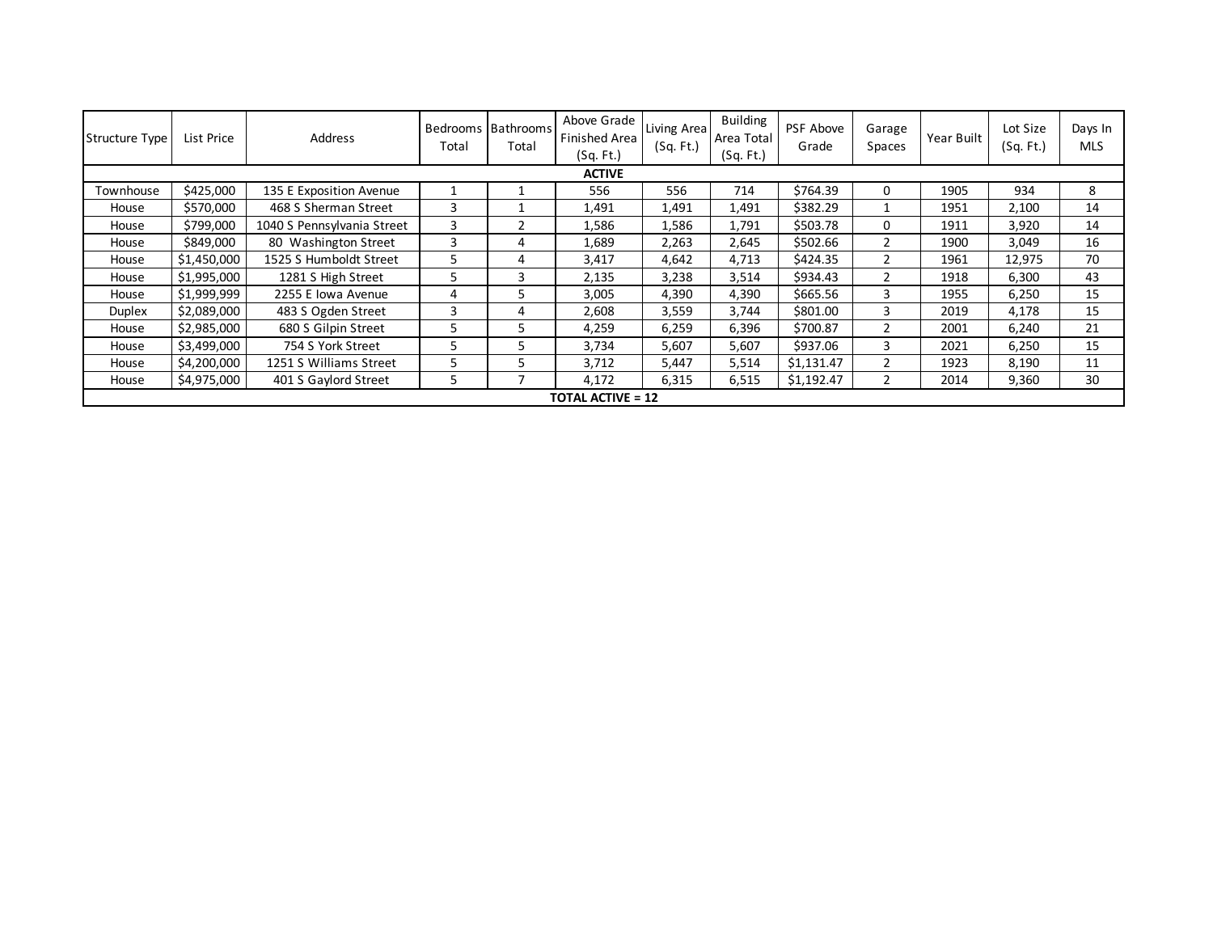| Structure Type | List Price | Address | Bedrooms Total | Bathrooms Total | Above Grade Finished Area (Sq. Ft.) | Living Area (Sq. Ft.) | Building Area Total (Sq. Ft.) | PSF Above Grade | Garage Spaces | Year Built | Lot Size (Sq. Ft.) | Days In MLS |
|---|---|---|---|---|---|---|---|---|---|---|---|---|
| **ACTIVE** | | | | | | | | | | | | |
| Townhouse | $425,000 | 135 E Exposition Avenue | 1 | 1 | 556 | 556 | 714 | $764.39 | 0 | 1905 | 934 | 8 |
| House | $570,000 | 468 S Sherman Street | 3 | 1 | 1,491 | 1,491 | 1,491 | $382.29 | 1 | 1951 | 2,100 | 14 |
| House | $799,000 | 1040 S Pennsylvania Street | 3 | 2 | 1,586 | 1,586 | 1,791 | $503.78 | 0 | 1911 | 3,920 | 14 |
| House | $849,000 | 80 Washington Street | 3 | 4 | 1,689 | 2,263 | 2,645 | $502.66 | 2 | 1900 | 3,049 | 16 |
| House | $1,450,000 | 1525 S Humboldt Street | 5 | 4 | 3,417 | 4,642 | 4,713 | $424.35 | 2 | 1961 | 12,975 | 70 |
| House | $1,995,000 | 1281 S High Street | 5 | 3 | 2,135 | 3,238 | 3,514 | $934.43 | 2 | 1918 | 6,300 | 43 |
| House | $1,999,999 | 2255 E Iowa Avenue | 4 | 5 | 3,005 | 4,390 | 4,390 | $665.56 | 3 | 1955 | 6,250 | 15 |
| Duplex | $2,089,000 | 483 S Ogden Street | 3 | 4 | 2,608 | 3,559 | 3,744 | $801.00 | 3 | 2019 | 4,178 | 15 |
| House | $2,985,000 | 680 S Gilpin Street | 5 | 5 | 4,259 | 6,259 | 6,396 | $700.87 | 2 | 2001 | 6,240 | 21 |
| House | $3,499,000 | 754 S York Street | 5 | 5 | 3,734 | 5,607 | 5,607 | $937.06 | 3 | 2021 | 6,250 | 15 |
| House | $4,200,000 | 1251 S Williams Street | 5 | 5 | 3,712 | 5,447 | 5,514 | $1,131.47 | 2 | 1923 | 8,190 | 11 |
| House | $4,975,000 | 401 S Gaylord Street | 5 | 7 | 4,172 | 6,315 | 6,515 | $1,192.47 | 2 | 2014 | 9,360 | 30 |
| **TOTAL ACTIVE = 12** | | | | | | | | | | | | |